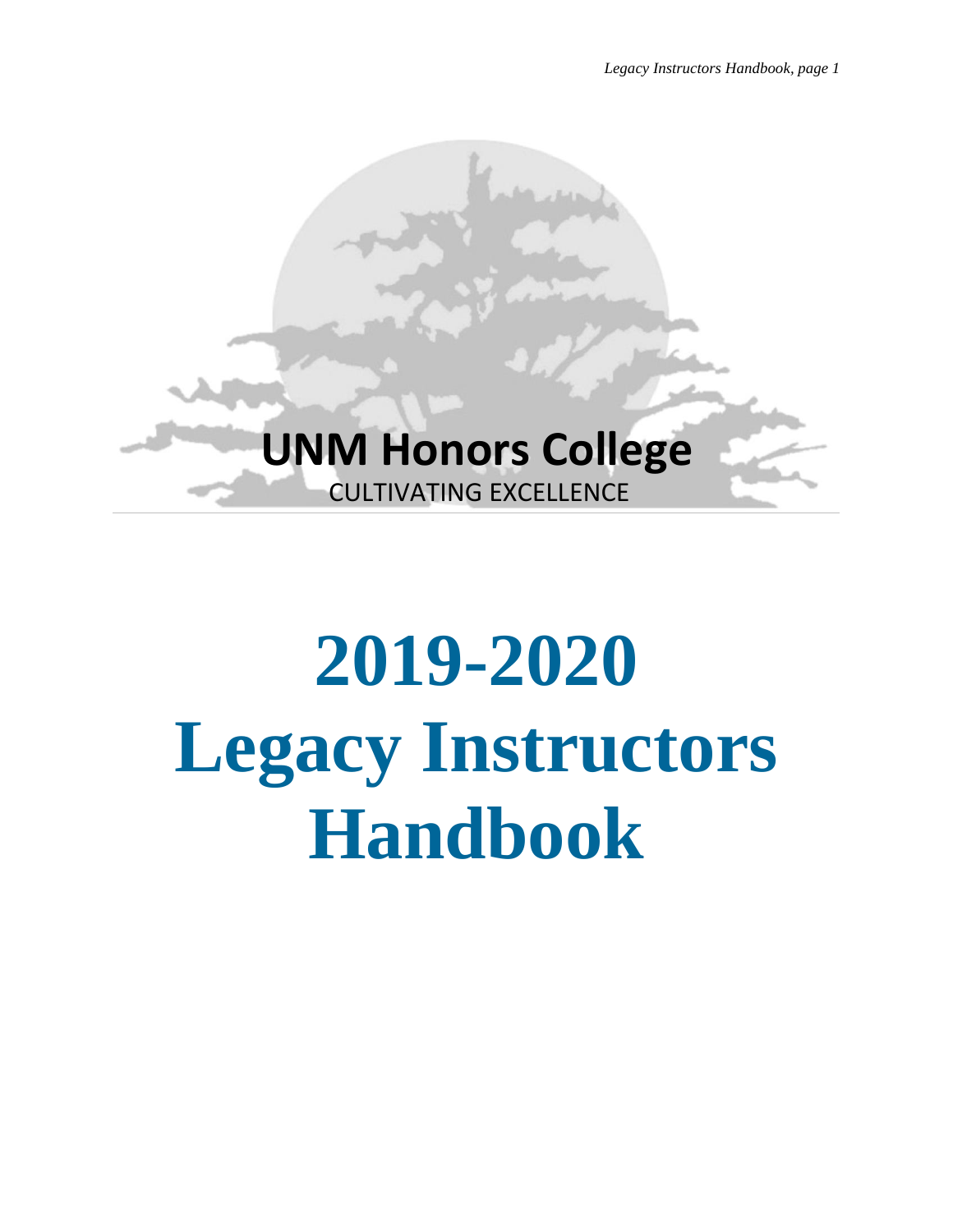UNM Honors College

CULTIVATING EXCELLENCE

# 2019-2020 Legacy Instructors Handbook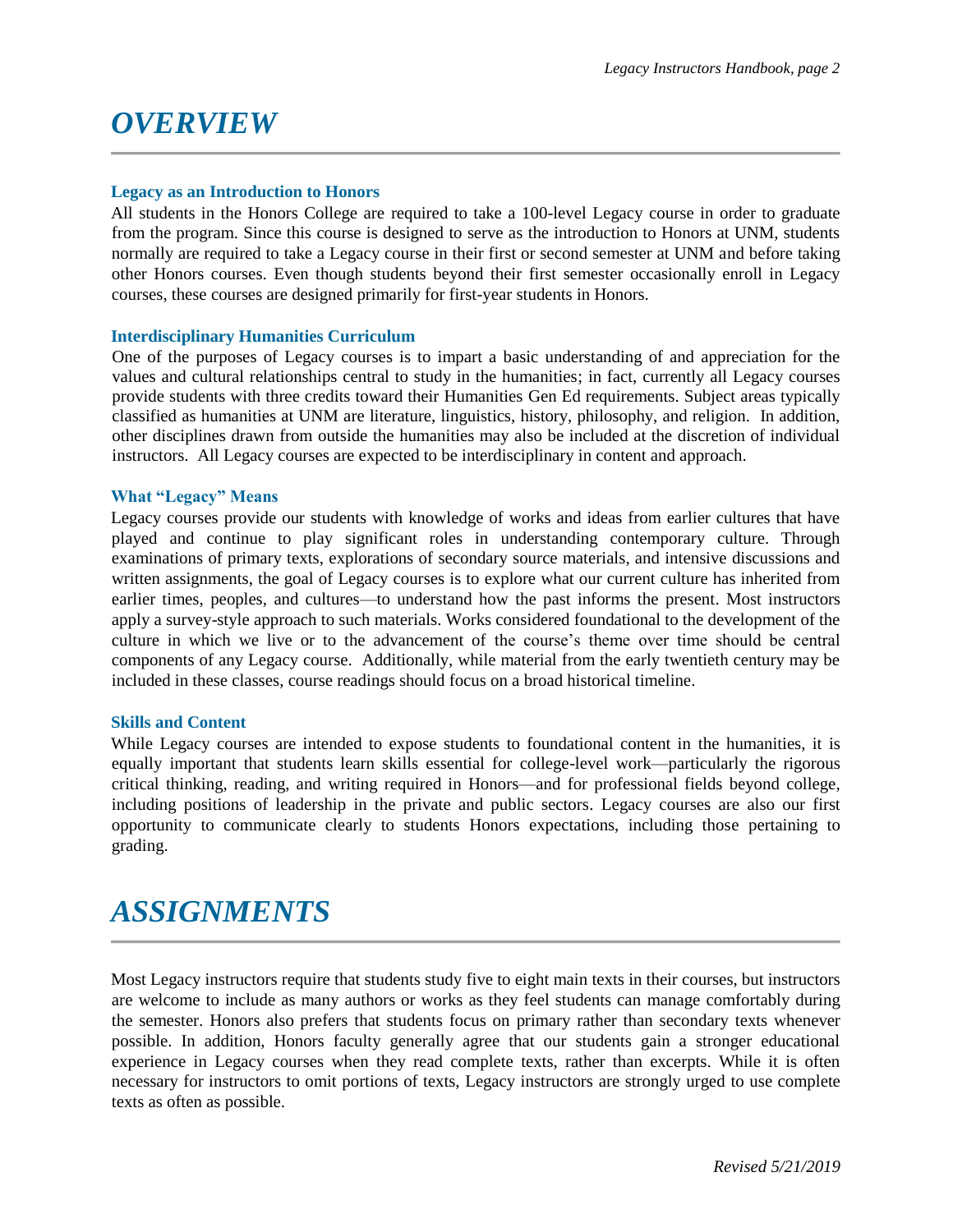# *OVERVIEW*

### Legacy as an Introduction to Honors

All students in the Honors College are required to take a 100-level Legacy course in order to graduate from the program. Since this course is designed to serve as the introduction to Honors at UNM, students normally are required to take a Legacy course in their first or second semester at UNM and before taking other Honors courses. Even though students beyond their first semester occasionally enroll in Legacy courses, these courses are designed primarily for first-year students in Honors.

### Interdisciplinary Humanities Curriculum

One of the purposes of Legacy courses is to impart a basic understanding of and appreciation for the values and cultural relationships central to study in the humanities; in fact, currently all Legacy courses provide students with three credits toward their Humanities Gen Ed requirements. Subject areas typically classified as humanities at UNM are literature, linguistics, history, philosophy, and religion. In addition, other disciplines drawn from outside the humanities may also be included at the discretion of individual instructors. All Legacy courses are expected to be interdisciplinary in content and approach.

### What "Legacy" Means

Legacy courses provide our students with knowledge of works and ideas from earlier cultures that have played and continue to play significant roles in understanding contemporary culture. Through examinations of primary texts, explorations of secondary source materials, and intensive discussions and written assignments, the goal of Legacy courses is to explore what our current culture has inherited from earlier times, peoples, and cultures—to understand how the past informs the present. Most instructors apply a survey-style approach to such materials. Works considered foundational to the development of the culture in which we live or to the advancement of the course's theme over time should be central components of any Legacy course. Additionally, while material from the early twentieth century may be included in these classes, course readings should focus on a broad historical timeline.

### Skills and Content

While Legacy courses are intended to expose students to foundational content in the humanities, it is equally important that students learn skills essential for college-level work—particularly the rigorous critical thinking, reading, and writing required in Honors—and for professional fields beyond college, including positions of leadership in the private and public sectors. Legacy courses are also our first opportunity to communicate clearly to students Honors expectations, including those pertaining to grading.

# *ASSIGNMENTS*

Most Legacy instructors require that students study five to eight main texts in their courses, but instructors are welcome to include as many authors or works as they feel students can manage comfortably during the semester. Honors also prefers that students focus on primary rather than secondary texts whenever possible. In addition, Honors faculty generally agree that our students gain a stronger educational experience in Legacy courses when they read complete texts, rather than excerpts. While it is often necessary for instructors to omit portions of texts, Legacy instructors are strongly urged to use complete texts as often as possible.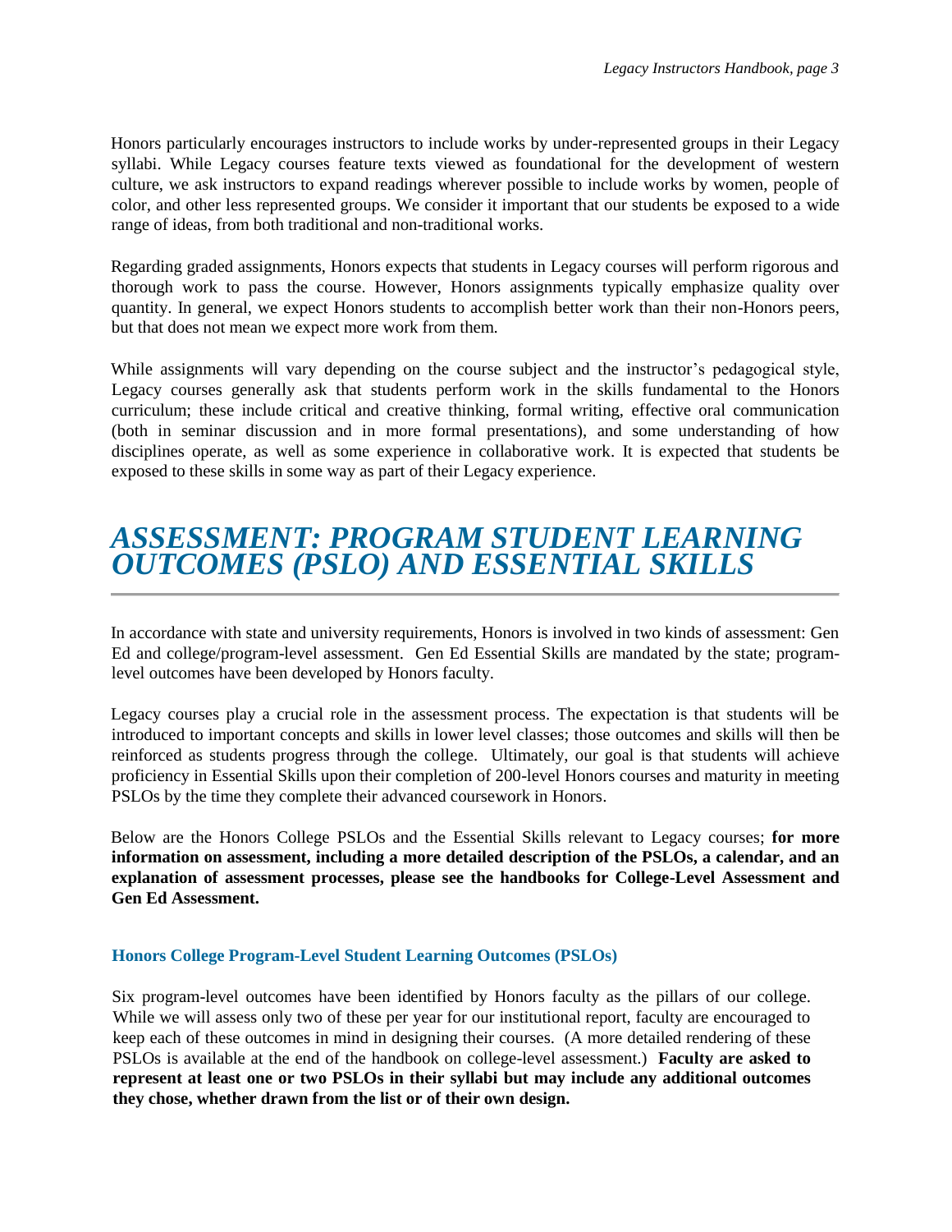Honors particularly encourages instructors to include works by under-represented groups in their Legacy syllabi. While Legacy courses feature texts viewed as foundational for the development of western culture, we ask instructors to expand readings wherever possible to include works by women, people of color, and other less represented groups. We consider it important that our students be exposed to a wide range of ideas, from both traditional and non-traditional works.

Regarding graded assignments, Honors expects that students in Legacy courses will perform rigorous and thorough work to pass the course. However, Honors assignments typically emphasize quality over quantity. In general, we expect Honors students to accomplish better work than their non-Honors peers, but that does not mean we expect more work from them.

While assignments will vary depending on the course subject and the instructor's pedagogical style, Legacy courses generally ask that students perform work in the skills fundamental to the Honors curriculum; these include critical and creative thinking, formal writing, effective oral communication (both in seminar discussion and in more formal presentations), and some understanding of how disciplines operate, as well as some experience in collaborative work. It is expected that students be exposed to these skills in some way as part of their Legacy experience.

# *ASSESSMENT: PROGRAM STUDENT LEARNING OUTCOMES (PSLO) AND ESSENTIAL SKILLS*

In accordance with state and university requirements, Honors is involved in two kinds of assessment: Gen Ed and college/program-level assessment. Gen Ed Essential Skills are mandated by the state; program-level outcomes have been developed by Honors faculty.

Legacy courses play a crucial role in the assessment process. The expectation is that students will be introduced to important concepts and skills in lower level classes; those outcomes and skills will then be reinforced as students progress through the college. Ultimately, our goal is that students will achieve proficiency in Essential Skills upon their completion of 200-level Honors courses and maturity in meeting PSLOs by the time they complete their advanced coursework in Honors.

Below are the Honors College PSLOs and the Essential Skills relevant to Legacy courses; **for more information on assessment, including a more detailed description of the PSLOs, a calendar, and an explanation of assessment processes, please see the handbooks for College-Level Assessment and Gen Ed Assessment.**

### Honors College Program-Level Student Learning Outcomes (PSLOs)

Six program-level outcomes have been identified by Honors faculty as the pillars of our college. While we will assess only two of these per year for our institutional report, faculty are encouraged to keep each of these outcomes in mind in designing their courses. (A more detailed rendering of these PSLOs is available at the end of the handbook on college-level assessment.) **Faculty are asked to represent at least one or two PSLOs in their syllabi but may include any additional outcomes they chose, whether drawn from the list or of their own design.**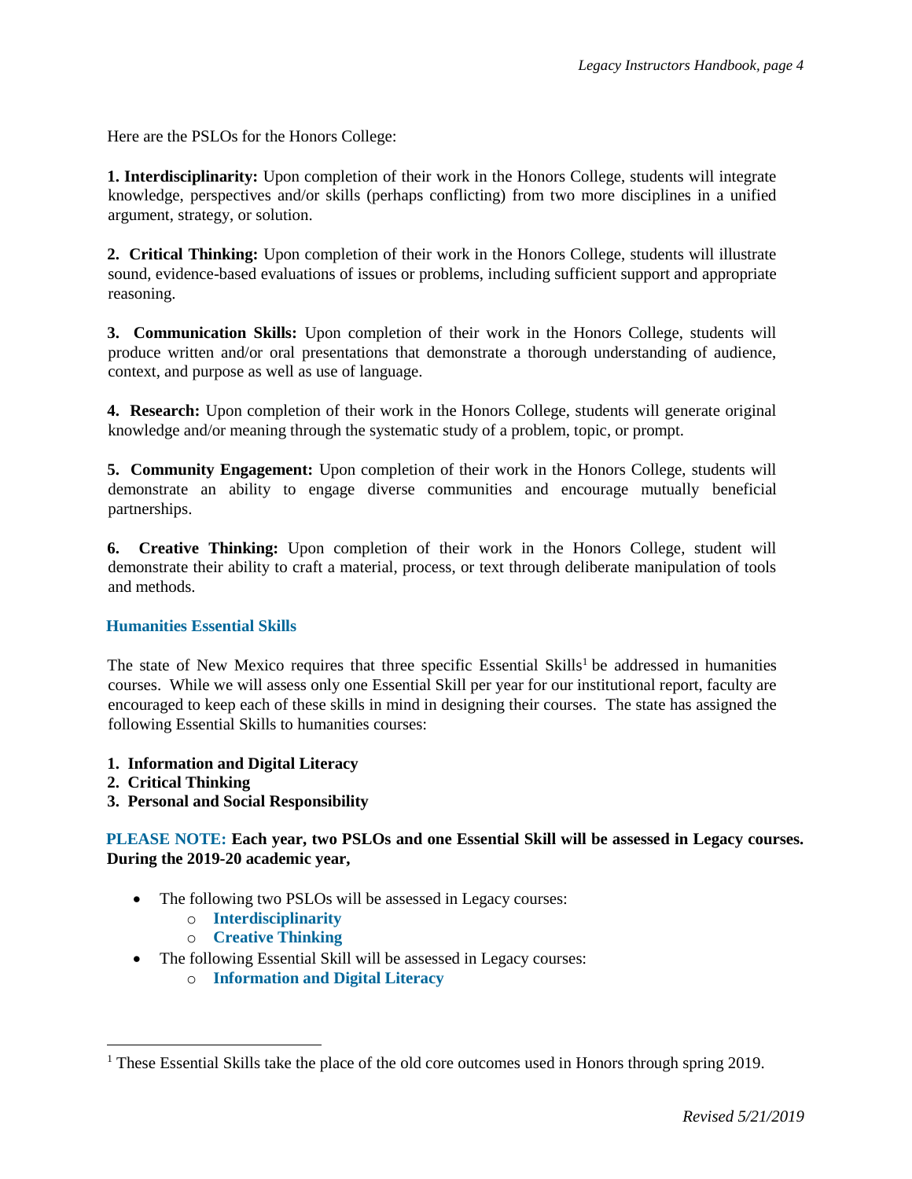Here are the PSLOs for the Honors College:

**1. Interdisciplinarity:** Upon completion of their work in the Honors College, students will integrate knowledge, perspectives and/or skills (perhaps conflicting) from two more disciplines in a unified argument, strategy, or solution.

**2. Critical Thinking:** Upon completion of their work in the Honors College, students will illustrate sound, evidence-based evaluations of issues or problems, including sufficient support and appropriate reasoning.

**3. Communication Skills:** Upon completion of their work in the Honors College, students will produce written and/or oral presentations that demonstrate a thorough understanding of audience, context, and purpose as well as use of language.

**4. Research:** Upon completion of their work in the Honors College, students will generate original knowledge and/or meaning through the systematic study of a problem, topic, or prompt.

**5. Community Engagement:** Upon completion of their work in the Honors College, students will demonstrate an ability to engage diverse communities and encourage mutually beneficial partnerships.

**6. Creative Thinking:** Upon completion of their work in the Honors College, student will demonstrate their ability to craft a material, process, or text through deliberate manipulation of tools and methods.

### Humanities Essential Skills

The state of New Mexico requires that three specific Essential Skills[1] be addressed in humanities courses. While we will assess only one Essential Skill per year for our institutional report, faculty are encouraged to keep each of these skills in mind in designing their courses. The state has assigned the following Essential Skills to humanities courses:

1. **Information and Digital Literacy**
2. **Critical Thinking**
3. **Personal and Social Responsibility**

**PLEASE NOTE: Each year, two PSLOs and one Essential Skill will be assessed in Legacy courses. During the 2019-20 academic year,**

- The following two PSLOs will be assessed in Legacy courses:
  - **Interdisciplinarity**
  - **Creative Thinking**
- The following Essential Skill will be assessed in Legacy courses:
  - **Information and Digital Literacy**

---

[1] These Essential Skills take the place of the old core outcomes used in Honors through spring 2019.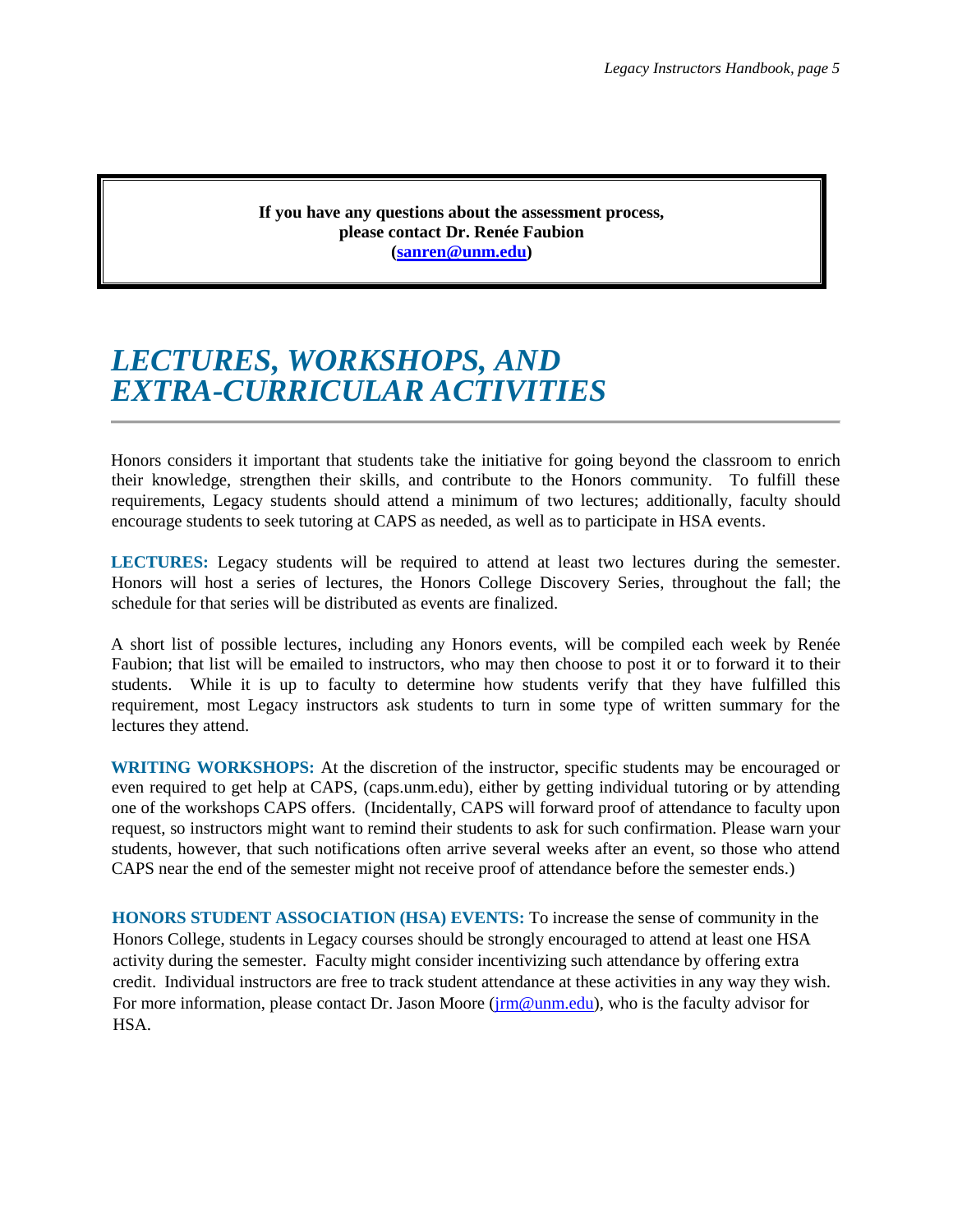**If you have any questions about the assessment process, please contact Dr. Renée Faubion (sanren@unm.edu)**

# *LECTURES, WORKSHOPS, AND EXTRA-CURRICULAR ACTIVITIES*

Honors considers it important that students take the initiative for going beyond the classroom to enrich their knowledge, strengthen their skills, and contribute to the Honors community. To fulfill these requirements, Legacy students should attend a minimum of two lectures; additionally, faculty should encourage students to seek tutoring at CAPS as needed, as well as to participate in HSA events.

**LECTURES:** Legacy students will be required to attend at least two lectures during the semester. Honors will host a series of lectures, the Honors College Discovery Series, throughout the fall; the schedule for that series will be distributed as events are finalized.

A short list of possible lectures, including any Honors events, will be compiled each week by Renée Faubion; that list will be emailed to instructors, who may then choose to post it or to forward it to their students. While it is up to faculty to determine how students verify that they have fulfilled this requirement, most Legacy instructors ask students to turn in some type of written summary for the lectures they attend.

**WRITING WORKSHOPS:** At the discretion of the instructor, specific students may be encouraged or even required to get help at CAPS, (caps.unm.edu), either by getting individual tutoring or by attending one of the workshops CAPS offers. (Incidentally, CAPS will forward proof of attendance to faculty upon request, so instructors might want to remind their students to ask for such confirmation. Please warn your students, however, that such notifications often arrive several weeks after an event, so those who attend CAPS near the end of the semester might not receive proof of attendance before the semester ends.)

**HONORS STUDENT ASSOCIATION (HSA) EVENTS:** To increase the sense of community in the Honors College, students in Legacy courses should be strongly encouraged to attend at least one HSA activity during the semester. Faculty might consider incentivizing such attendance by offering extra credit. Individual instructors are free to track student attendance at these activities in any way they wish. For more information, please contact Dr. Jason Moore (jrm@unm.edu), who is the faculty advisor for HSA.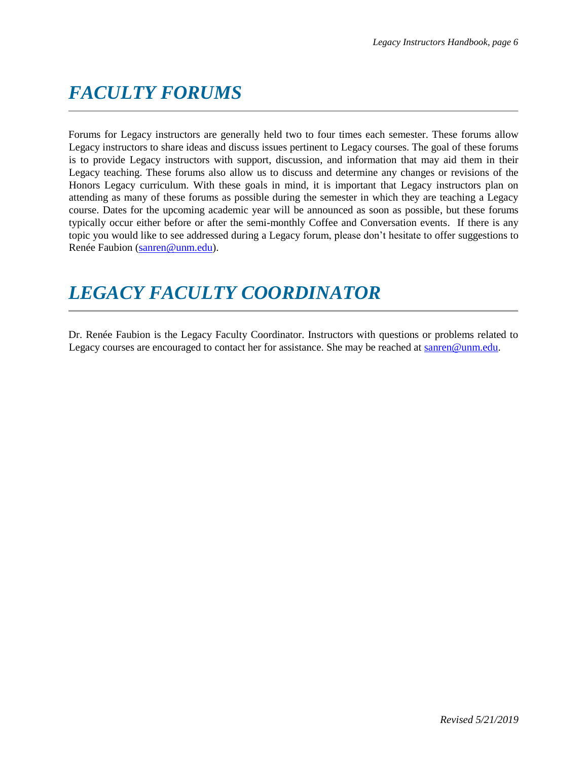## *FACULTY FORUMS*

Forums for Legacy instructors are generally held two to four times each semester. These forums allow Legacy instructors to share ideas and discuss issues pertinent to Legacy courses. The goal of these forums is to provide Legacy instructors with support, discussion, and information that may aid them in their Legacy teaching. These forums also allow us to discuss and determine any changes or revisions of the Honors Legacy curriculum. With these goals in mind, it is important that Legacy instructors plan on attending as many of these forums as possible during the semester in which they are teaching a Legacy course. Dates for the upcoming academic year will be announced as soon as possible, but these forums typically occur either before or after the semi-monthly Coffee and Conversation events. If there is any topic you would like to see addressed during a Legacy forum, please don't hesitate to offer suggestions to Renée Faubion (sanren@unm.edu).

## *LEGACY FACULTY COORDINATOR*

Dr. Renée Faubion is the Legacy Faculty Coordinator. Instructors with questions or problems related to Legacy courses are encouraged to contact her for assistance. She may be reached at sanren@unm.edu.

*Revised 5/21/2019*